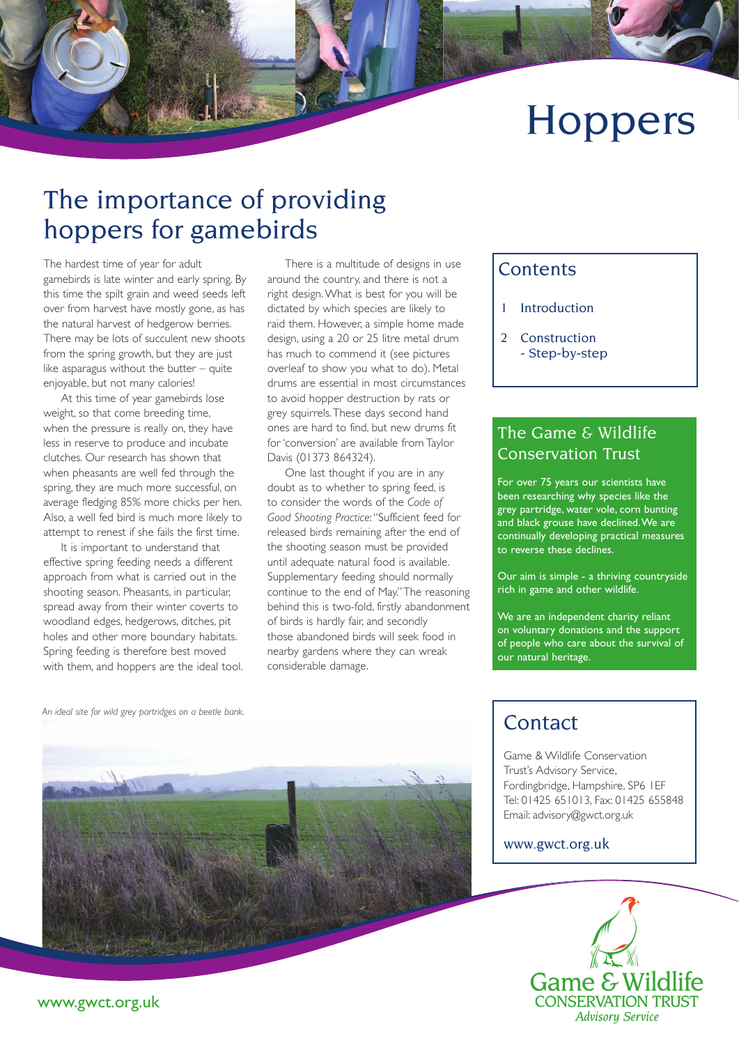# Hoppers

## The importance of providing hoppers for gamebirds

The hardest time of year for adult gamebirds is late winter and early spring. By this time the spilt grain and weed seeds left over from harvest have mostly gone, as has the natural harvest of hedgerow berries. There may be lots of succulent new shoots from the spring growth, but they are just like asparagus without the butter – quite enjoyable, but not many calories!

At this time of year gamebirds lose weight, so that come breeding time, when the pressure is really on, they have less in reserve to produce and incubate clutches. Our research has shown that when pheasants are well fed through the spring, they are much more successful, on average fledging 85% more chicks per hen. Also, a well fed bird is much more likely to attempt to renest if she fails the first time.

It is important to understand that effective spring feeding needs a different approach from what is carried out in the shooting season. Pheasants, in particular, spread away from their winter coverts to woodland edges, hedgerows, ditches, pit holes and other more boundary habitats. Spring feeding is therefore best moved with them, and hoppers are the ideal tool.

There is a multitude of designs in use around the country, and there is not a right design. What is best for you will be dictated by which species are likely to raid them. However, a simple home made design, using a 20 or 25 litre metal drum has much to commend it (see pictures overleaf to show you what to do). Metal drums are essential in most circumstances to avoid hopper destruction by rats or grey squirrels. These days second hand ones are hard to find, but new drums fit for 'conversion' are available from Taylor Davis (01373 864324).

One last thought if you are in any doubt as to whether to spring feed, is to consider the words of the *Code of Good Shooting Practice*: "Sufficient feed for released birds remaining after the end of the shooting season must be provided until adequate natural food is available. Supplementary feeding should normally continue to the end of May." The reasoning behind this is two-fold, firstly abandonment of birds is hardly fair, and secondly those abandoned birds will seek food in nearby gardens where they can wreak considerable damage.

*An ideal site for wild grey partridges on a beetle bank.*

## Contents

1. Introduction
2. Construction
   - Step-by-step

## The Game & Wildlife Conservation Trust

For over 75 years our scientists have been researching why species like the grey partridge, water vole, corn bunting and black grouse have declined. We are continually developing practical measures to reverse these declines.

Our aim is simple - a thriving countryside rich in game and other wildlife.

We are an independent charity reliant on voluntary donations and the support of people who care about the survival of our natural heritage.

## Contact

Game & Wildlife Conservation Trust's Advisory Service,
Fordingbridge, Hampshire, SP6 1EF
Tel: 01425 651013, Fax: 01425 655848
Email: advisory@gwct.org.uk

www.gwct.org.uk

Game & Wildlife CONSERVATION TRUST *Advisory Service*

www.gwct.org.uk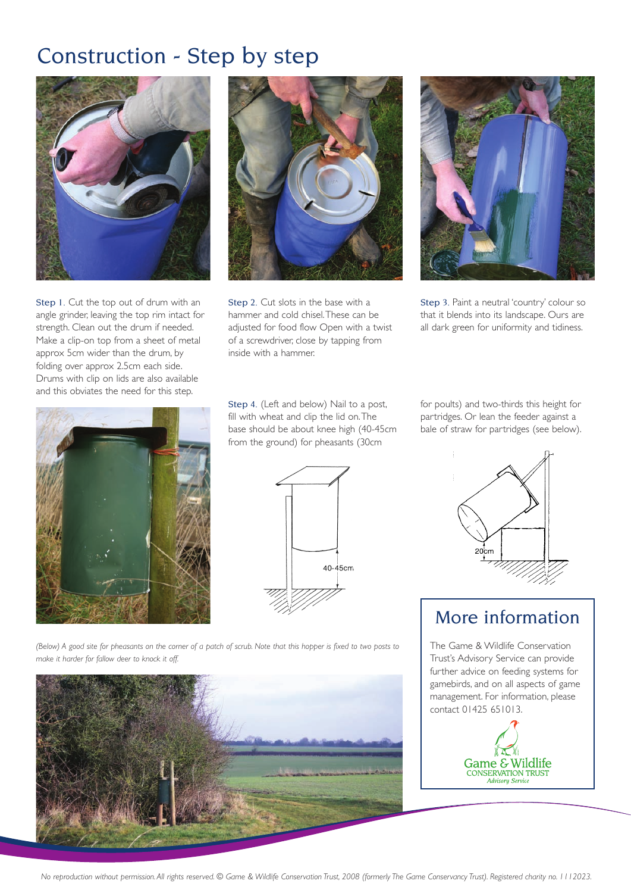# Construction - Step by step

Step 1. Cut the top out of drum with an angle grinder, leaving the top rim intact for strength. Clean out the drum if needed. Make a clip-on top from a sheet of metal approx 5cm wider than the drum, by folding over approx 2.5cm each side. Drums with clip on lids are also available and this obviates the need for this step.

Step 2. Cut slots in the base with a hammer and cold chisel. These can be adjusted for food flow Open with a twist of a screwdriver, close by tapping from inside with a hammer.

Step 3. Paint a neutral 'country' colour so that it blends into its landscape. Ours are all dark green for uniformity and tidiness.

Step 4. (Left and below) Nail to a post, fill with wheat and clip the lid on. The base should be about knee high (40-45cm from the ground) for pheasants (30cm for poults) and two-thirds this height for partridges. Or lean the feeder against a bale of straw for partridges (see below).

40-45cm

20cm

*(Below) A good site for pheasants on the corner of a patch of scrub. Note that this hopper is fixed to two posts to make it harder for fallow deer to knock it off.*

## More information

The Game & Wildlife Conservation Trust's Advisory Service can provide further advice on feeding systems for gamebirds, and on all aspects of game management. For information, please contact 01425 651013.

Game & Wildlife CONSERVATION TRUST *Advisory Service*

*No reproduction without permission. All rights reserved. © Game & Wildlife Conservation Trust, 2008 (formerly The Game Conservancy Trust). Registered charity no. 1112023.*